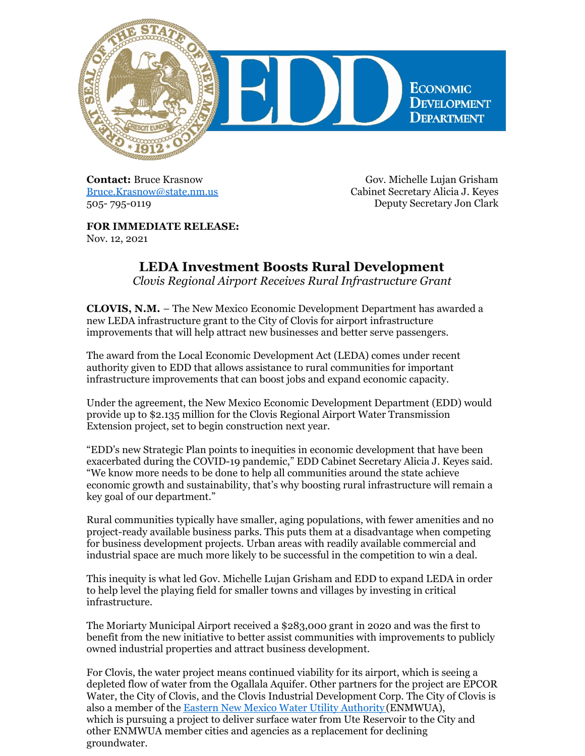**Contact:** Bruce Krasnow
[Bruce.Krasnow@state.nm.us](mailto:Bruce.Krasnow@state.nm.us)
505- 795-0119

Gov. Michelle Lujan Grisham
Cabinet Secretary Alicia J. Keyes
Deputy Secretary Jon Clark

**FOR IMMEDIATE RELEASE:**
Nov. 12, 2021

# LEDA Investment Boosts Rural Development

*Clovis Regional Airport Receives Rural Infrastructure Grant*

**CLOVIS, N.M.** – The New Mexico Economic Development Department has awarded a new LEDA infrastructure grant to the City of Clovis for airport infrastructure improvements that will help attract new businesses and better serve passengers.

The award from the Local Economic Development Act (LEDA) comes under recent authority given to EDD that allows assistance to rural communities for important infrastructure improvements that can boost jobs and expand economic capacity.

Under the agreement, the New Mexico Economic Development Department (EDD) would provide up to $2.135 million for the Clovis Regional Airport Water Transmission Extension project, set to begin construction next year.

"EDD's new Strategic Plan points to inequities in economic development that have been exacerbated during the COVID-19 pandemic," EDD Cabinet Secretary Alicia J. Keyes said. "We know more needs to be done to help all communities around the state achieve economic growth and sustainability, that's why boosting rural infrastructure will remain a key goal of our department."

Rural communities typically have smaller, aging populations, with fewer amenities and no project-ready available business parks. This puts them at a disadvantage when competing for business development projects. Urban areas with readily available commercial and industrial space are much more likely to be successful in the competition to win a deal.

This inequity is what led Gov. Michelle Lujan Grisham and EDD to expand LEDA in order to help level the playing field for smaller towns and villages by investing in critical infrastructure.

The Moriarty Municipal Airport received a $283,000 grant in 2020 and was the first to benefit from the new initiative to better assist communities with improvements to publicly owned industrial properties and attract business development.

For Clovis, the water project means continued viability for its airport, which is seeing a depleted flow of water from the Ogallala Aquifer. Other partners for the project are EPCOR Water, the City of Clovis, and the Clovis Industrial Development Corp. The City of Clovis is also a member of the Eastern New Mexico Water Utility Authority (ENMWUA), which is pursuing a project to deliver surface water from Ute Reservoir to the City and other ENMWUA member cities and agencies as a replacement for declining groundwater.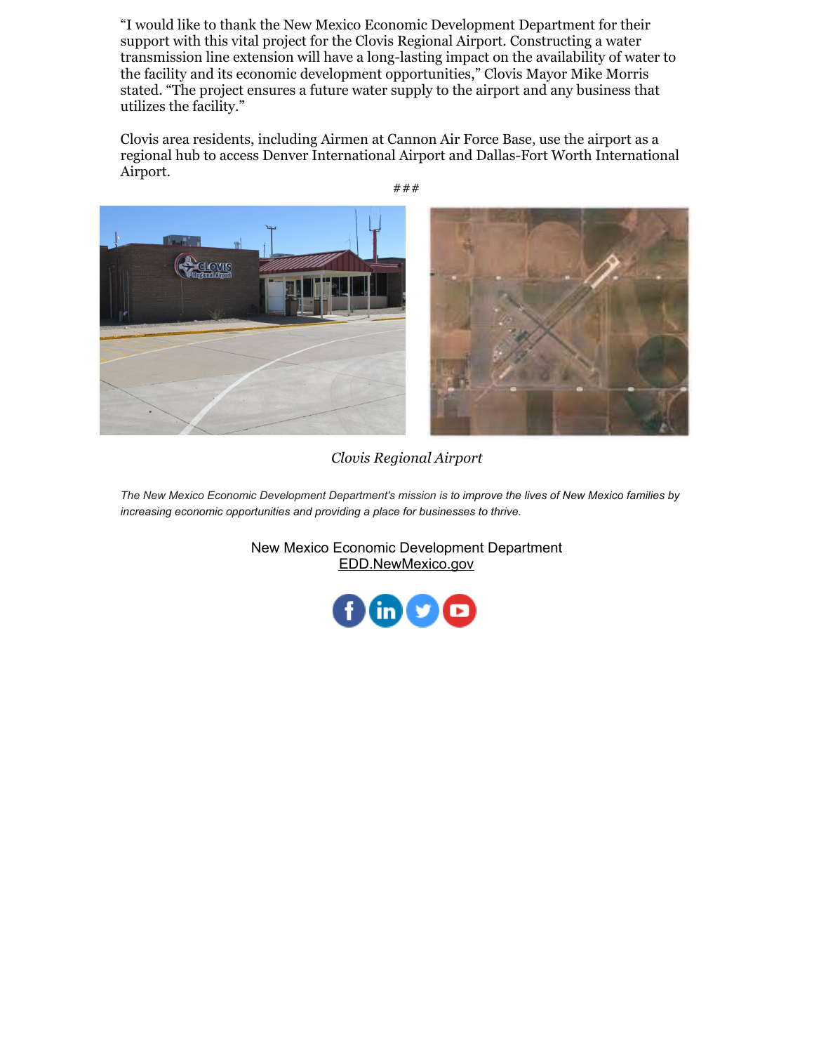"I would like to thank the New Mexico Economic Development Department for their support with this vital project for the Clovis Regional Airport. Constructing a water transmission line extension will have a long-lasting impact on the availability of water to the facility and its economic development opportunities," Clovis Mayor Mike Morris stated. "The project ensures a future water supply to the airport and any business that utilizes the facility."

Clovis area residents, including Airmen at Cannon Air Force Base, use the airport as a regional hub to access Denver International Airport and Dallas-Fort Worth International Airport.

###

*Clovis Regional Airport*

*The New Mexico Economic Development Department's mission is to improve the lives of New Mexico families by increasing economic opportunities and providing a place for businesses to thrive.*

New Mexico Economic Development Department
EDD.NewMexico.gov